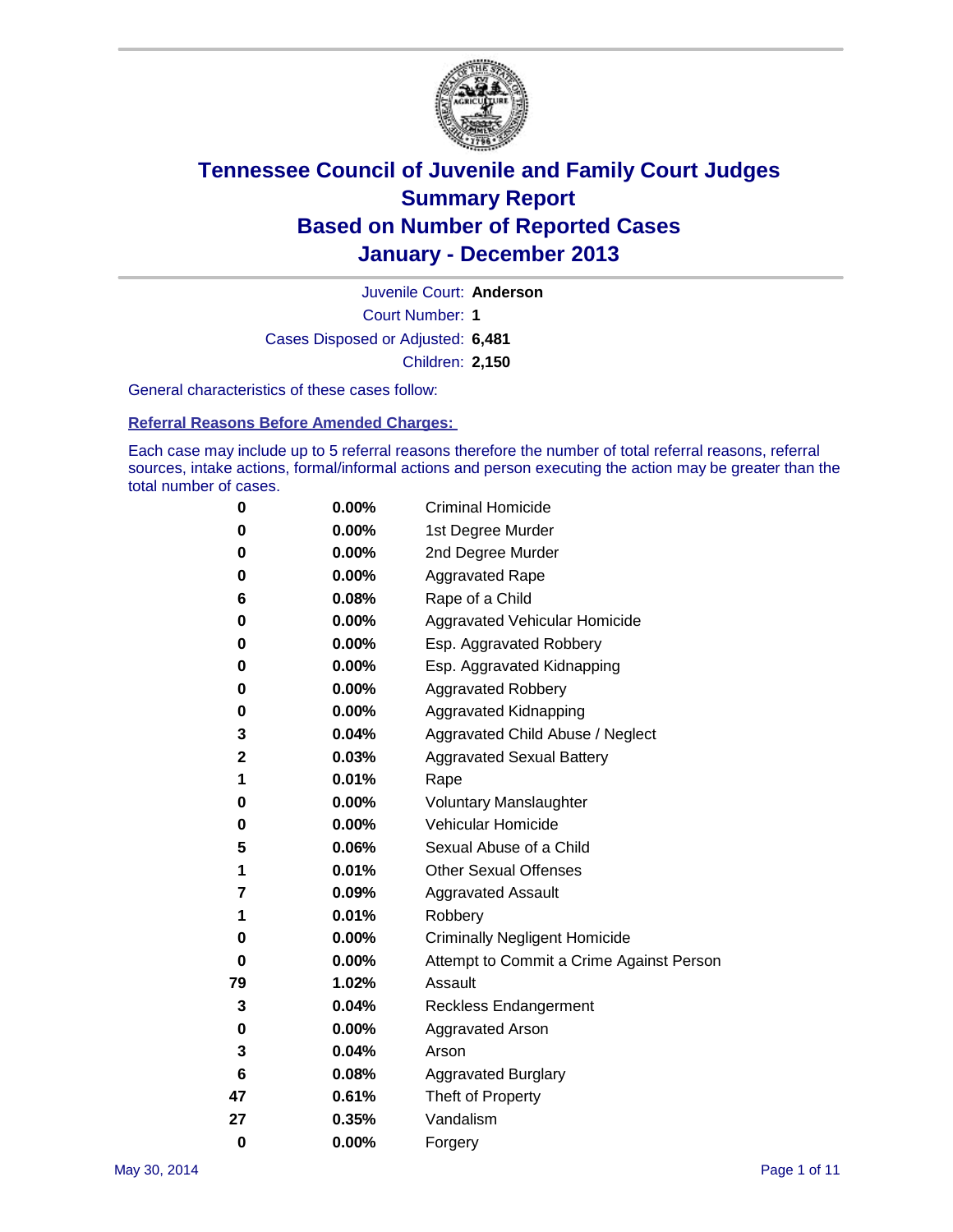# Tennessee Council of Juvenile and Family Court Judges
# Summary Report
# Based on Number of Reported Cases
# January - December 2013

Juvenile Court: **Anderson**

Court Number: **1**

Cases Disposed or Adjusted: **6,481**

Children: **2,150**

General characteristics of these cases follow:

## Referral Reasons Before Amended Charges:

Each case may include up to 5 referral reasons therefore the number of total referral reasons, referral sources, intake actions, formal/informal actions and person executing the action may be greater than the total number of cases.

| Count | Percent | Referral Reason |
|---|---|---|
| 0 | 0.00% | Criminal Homicide |
| 0 | 0.00% | 1st Degree Murder |
| 0 | 0.00% | 2nd Degree Murder |
| 0 | 0.00% | Aggravated Rape |
| 6 | 0.08% | Rape of a Child |
| 0 | 0.00% | Aggravated Vehicular Homicide |
| 0 | 0.00% | Esp. Aggravated Robbery |
| 0 | 0.00% | Esp. Aggravated Kidnapping |
| 0 | 0.00% | Aggravated Robbery |
| 0 | 0.00% | Aggravated Kidnapping |
| 3 | 0.04% | Aggravated Child Abuse / Neglect |
| 2 | 0.03% | Aggravated Sexual Battery |
| 1 | 0.01% | Rape |
| 0 | 0.00% | Voluntary Manslaughter |
| 0 | 0.00% | Vehicular Homicide |
| 5 | 0.06% | Sexual Abuse of a Child |
| 1 | 0.01% | Other Sexual Offenses |
| 7 | 0.09% | Aggravated Assault |
| 1 | 0.01% | Robbery |
| 0 | 0.00% | Criminally Negligent Homicide |
| 0 | 0.00% | Attempt to Commit a Crime Against Person |
| 79 | 1.02% | Assault |
| 3 | 0.04% | Reckless Endangerment |
| 0 | 0.00% | Aggravated Arson |
| 3 | 0.04% | Arson |
| 6 | 0.08% | Aggravated Burglary |
| 47 | 0.61% | Theft of Property |
| 27 | 0.35% | Vandalism |
| 0 | 0.00% | Forgery |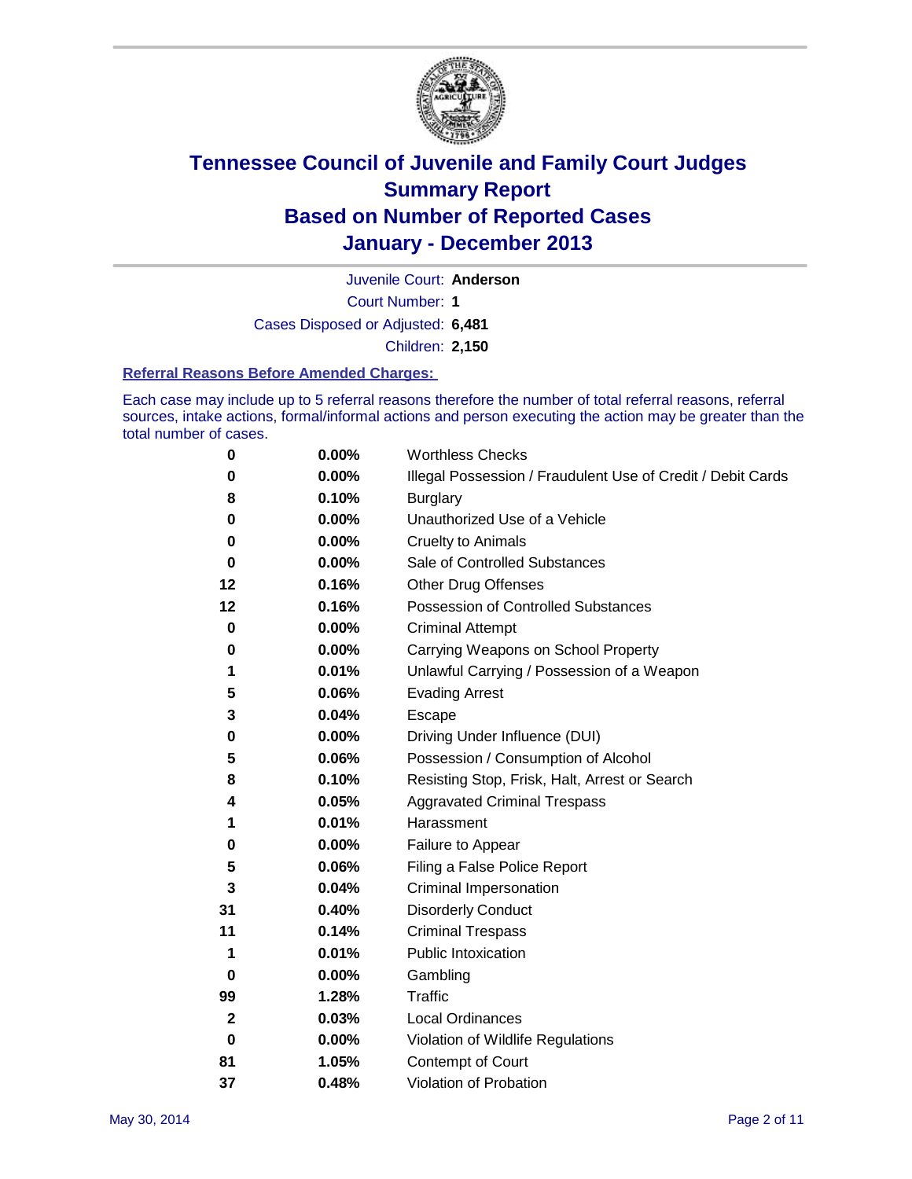# Tennessee Council of Juvenile and Family Court Judges
# Summary Report
# Based on Number of Reported Cases
# January - December 2013

Juvenile Court: **Anderson**

Court Number: **1**

Cases Disposed or Adjusted: **6,481**

Children: **2,150**

### Referral Reasons Before Amended Charges:

Each case may include up to 5 referral reasons therefore the number of total referral reasons, referral sources, intake actions, formal/informal actions and person executing the action may be greater than the total number of cases.

| | | |
|---|---|---|
| 0 | 0.00% | Worthless Checks |
| 0 | 0.00% | Illegal Possession / Fraudulent Use of Credit / Debit Cards |
| 8 | 0.10% | Burglary |
| 0 | 0.00% | Unauthorized Use of a Vehicle |
| 0 | 0.00% | Cruelty to Animals |
| 0 | 0.00% | Sale of Controlled Substances |
| 12 | 0.16% | Other Drug Offenses |
| 12 | 0.16% | Possession of Controlled Substances |
| 0 | 0.00% | Criminal Attempt |
| 0 | 0.00% | Carrying Weapons on School Property |
| 1 | 0.01% | Unlawful Carrying / Possession of a Weapon |
| 5 | 0.06% | Evading Arrest |
| 3 | 0.04% | Escape |
| 0 | 0.00% | Driving Under Influence (DUI) |
| 5 | 0.06% | Possession / Consumption of Alcohol |
| 8 | 0.10% | Resisting Stop, Frisk, Halt, Arrest or Search |
| 4 | 0.05% | Aggravated Criminal Trespass |
| 1 | 0.01% | Harassment |
| 0 | 0.00% | Failure to Appear |
| 5 | 0.06% | Filing a False Police Report |
| 3 | 0.04% | Criminal Impersonation |
| 31 | 0.40% | Disorderly Conduct |
| 11 | 0.14% | Criminal Trespass |
| 1 | 0.01% | Public Intoxication |
| 0 | 0.00% | Gambling |
| 99 | 1.28% | Traffic |
| 2 | 0.03% | Local Ordinances |
| 0 | 0.00% | Violation of Wildlife Regulations |
| 81 | 1.05% | Contempt of Court |
| 37 | 0.48% | Violation of Probation |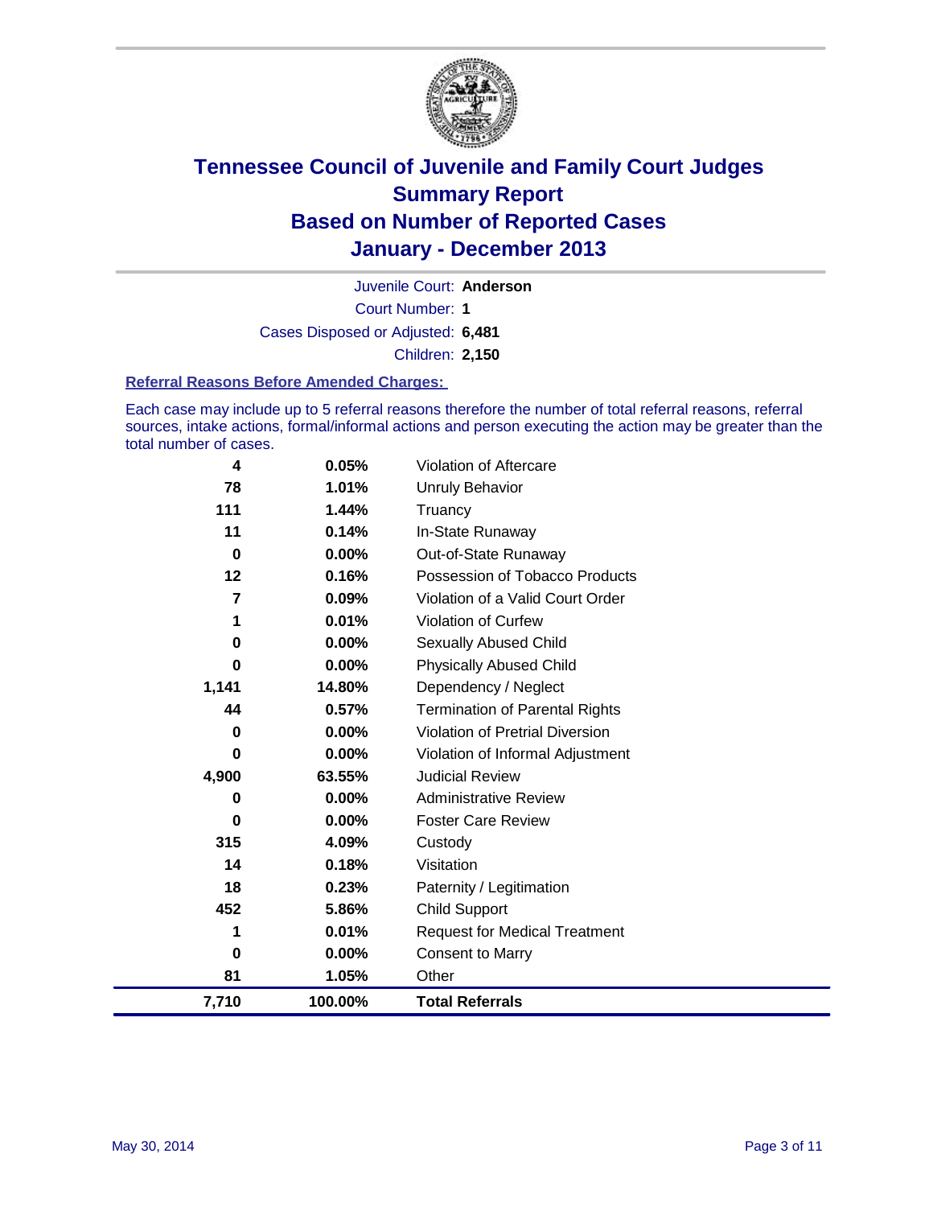# Tennessee Council of Juvenile and Family Court Judges
## Summary Report
## Based on Number of Reported Cases
## January - December 2013

Juvenile Court: **Anderson**

Court Number: **1**

Cases Disposed or Adjusted: **6,481**

Children: **2,150**

### Referral Reasons Before Amended Charges:

Each case may include up to 5 referral reasons therefore the number of total referral reasons, referral sources, intake actions, formal/informal actions and person executing the action may be greater than the total number of cases.

| Count | Percent | Referral Reason |
|---|---|---|
| 4 | 0.05% | Violation of Aftercare |
| 78 | 1.01% | Unruly Behavior |
| 111 | 1.44% | Truancy |
| 11 | 0.14% | In-State Runaway |
| 0 | 0.00% | Out-of-State Runaway |
| 12 | 0.16% | Possession of Tobacco Products |
| 7 | 0.09% | Violation of a Valid Court Order |
| 1 | 0.01% | Violation of Curfew |
| 0 | 0.00% | Sexually Abused Child |
| 0 | 0.00% | Physically Abused Child |
| 1,141 | 14.80% | Dependency / Neglect |
| 44 | 0.57% | Termination of Parental Rights |
| 0 | 0.00% | Violation of Pretrial Diversion |
| 0 | 0.00% | Violation of Informal Adjustment |
| 4,900 | 63.55% | Judicial Review |
| 0 | 0.00% | Administrative Review |
| 0 | 0.00% | Foster Care Review |
| 315 | 4.09% | Custody |
| 14 | 0.18% | Visitation |
| 18 | 0.23% | Paternity / Legitimation |
| 452 | 5.86% | Child Support |
| 1 | 0.01% | Request for Medical Treatment |
| 0 | 0.00% | Consent to Marry |
| 81 | 1.05% | Other |
| **7,710** | **100.00%** | **Total Referrals** |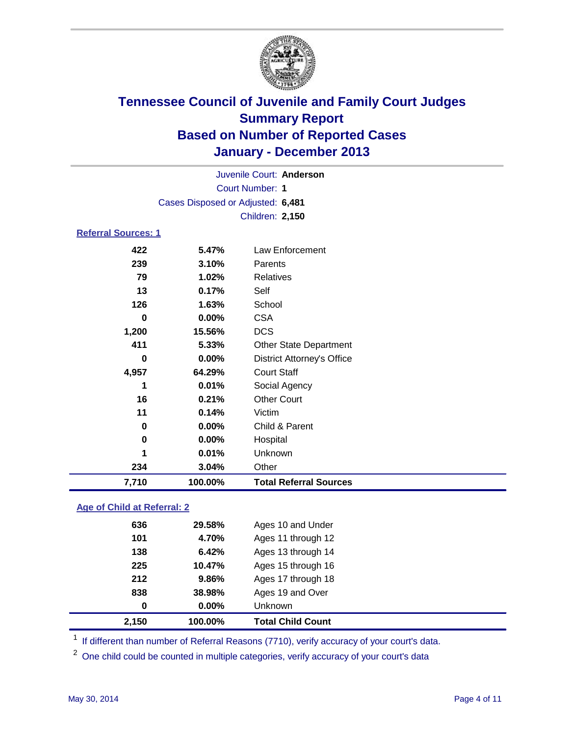# Tennessee Council of Juvenile and Family Court Judges
## Summary Report
## Based on Number of Reported Cases
## January - December 2013

Juvenile Court: **Anderson**

Court Number: **1**

Cases Disposed or Adjusted: **6,481**

Children: **2,150**

### Referral Sources: 1

| | | |
|---|---|---|
| 422 | 5.47% | Law Enforcement |
| 239 | 3.10% | Parents |
| 79 | 1.02% | Relatives |
| 13 | 0.17% | Self |
| 126 | 1.63% | School |
| 0 | 0.00% | CSA |
| 1,200 | 15.56% | DCS |
| 411 | 5.33% | Other State Department |
| 0 | 0.00% | District Attorney's Office |
| 4,957 | 64.29% | Court Staff |
| 1 | 0.01% | Social Agency |
| 16 | 0.21% | Other Court |
| 11 | 0.14% | Victim |
| 0 | 0.00% | Child & Parent |
| 0 | 0.00% | Hospital |
| 1 | 0.01% | Unknown |
| 234 | 3.04% | Other |
| **7,710** | **100.00%** | **Total Referral Sources** |

### Age of Child at Referral: 2

| | | |
|---|---|---|
| 636 | 29.58% | Ages 10 and Under |
| 101 | 4.70% | Ages 11 through 12 |
| 138 | 6.42% | Ages 13 through 14 |
| 225 | 10.47% | Ages 15 through 16 |
| 212 | 9.86% | Ages 17 through 18 |
| 838 | 38.98% | Ages 19 and Over |
| 0 | 0.00% | Unknown |
| **2,150** | **100.00%** | **Total Child Count** |

[1] If different than number of Referral Reasons (7710), verify accuracy of your court's data.

[2] One child could be counted in multiple categories, verify accuracy of your court's data

May 30, 2014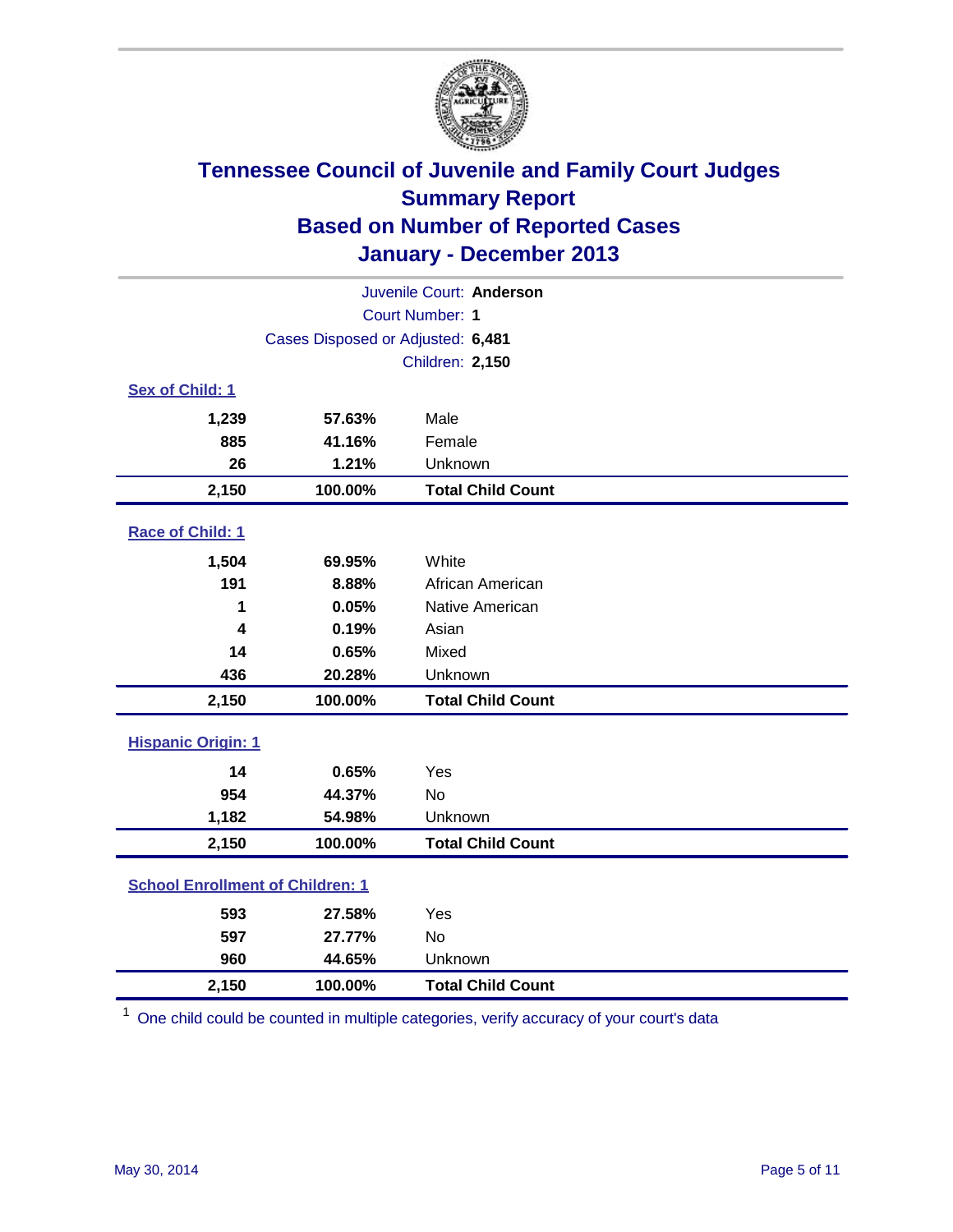# Tennessee Council of Juvenile and Family Court Judges
## Summary Report
## Based on Number of Reported Cases
## January - December 2013

Juvenile Court: **Anderson**
Court Number: **1**
Cases Disposed or Adjusted: **6,481**
Children: **2,150**

### Sex of Child: 1

| | | |
|---|---|---|
| **1,239** | **57.63%** | Male |
| **885** | **41.16%** | Female |
| **26** | **1.21%** | Unknown |
| **2,150** | **100.00%** | **Total Child Count** |

### Race of Child: 1

| | | |
|---|---|---|
| **1,504** | **69.95%** | White |
| **191** | **8.88%** | African American |
| **1** | **0.05%** | Native American |
| **4** | **0.19%** | Asian |
| **14** | **0.65%** | Mixed |
| **436** | **20.28%** | Unknown |
| **2,150** | **100.00%** | **Total Child Count** |

### Hispanic Origin: 1

| | | |
|---|---|---|
| **14** | **0.65%** | Yes |
| **954** | **44.37%** | No |
| **1,182** | **54.98%** | Unknown |
| **2,150** | **100.00%** | **Total Child Count** |

### School Enrollment of Children: 1

| | | |
|---|---|---|
| **593** | **27.58%** | Yes |
| **597** | **27.77%** | No |
| **960** | **44.65%** | Unknown |
| **2,150** | **100.00%** | **Total Child Count** |

[1] One child could be counted in multiple categories, verify accuracy of your court's data

May 30, 2014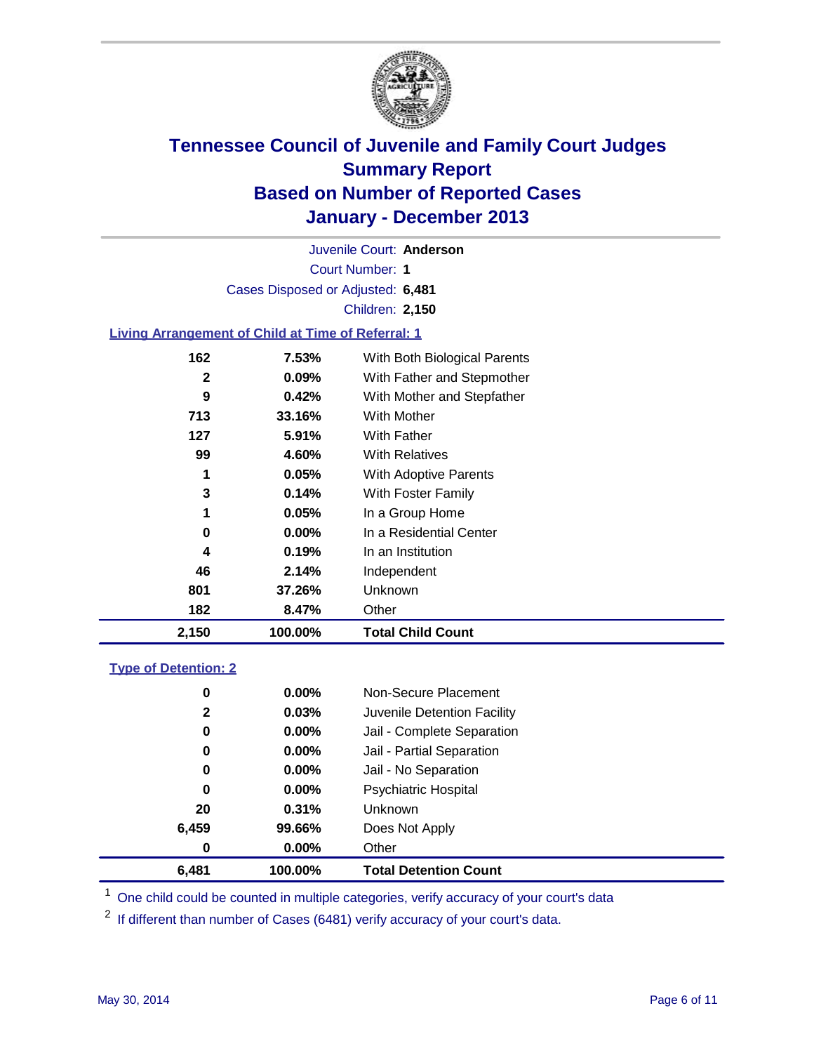# Tennessee Council of Juvenile and Family Court Judges
## Summary Report
## Based on Number of Reported Cases
## January - December 2013

Juvenile Court: **Anderson**
Court Number: **1**
Cases Disposed or Adjusted: **6,481**
Children: **2,150**

### Living Arrangement of Child at Time of Referral: 1

| Count | Percent | Category |
|---|---|---|
| 162 | 7.53% | With Both Biological Parents |
| 2 | 0.09% | With Father and Stepmother |
| 9 | 0.42% | With Mother and Stepfather |
| 713 | 33.16% | With Mother |
| 127 | 5.91% | With Father |
| 99 | 4.60% | With Relatives |
| 1 | 0.05% | With Adoptive Parents |
| 3 | 0.14% | With Foster Family |
| 1 | 0.05% | In a Group Home |
| 0 | 0.00% | In a Residential Center |
| 4 | 0.19% | In an Institution |
| 46 | 2.14% | Independent |
| 801 | 37.26% | Unknown |
| 182 | 8.47% | Other |
| **2,150** | **100.00%** | **Total Child Count** |

### Type of Detention: 2

| Count | Percent | Category |
|---|---|---|
| 0 | 0.00% | Non-Secure Placement |
| 2 | 0.03% | Juvenile Detention Facility |
| 0 | 0.00% | Jail - Complete Separation |
| 0 | 0.00% | Jail - Partial Separation |
| 0 | 0.00% | Jail - No Separation |
| 0 | 0.00% | Psychiatric Hospital |
| 20 | 0.31% | Unknown |
| 6,459 | 99.66% | Does Not Apply |
| 0 | 0.00% | Other |
| **6,481** | **100.00%** | **Total Detention Count** |

[1] One child could be counted in multiple categories, verify accuracy of your court's data

[2] If different than number of Cases (6481) verify accuracy of your court's data.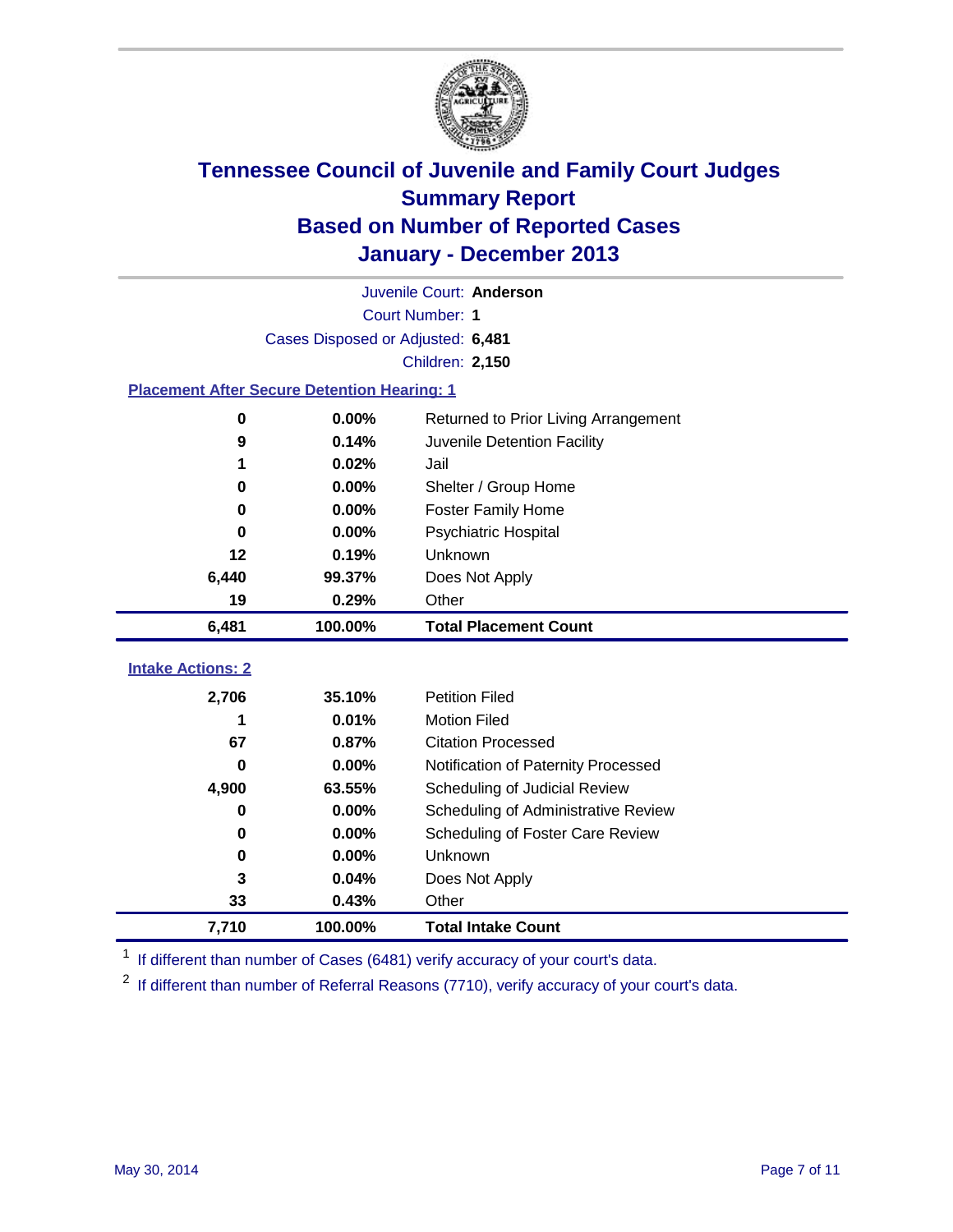# Tennessee Council of Juvenile and Family Court Judges
## Summary Report
## Based on Number of Reported Cases
## January - December 2013

Juvenile Court: **Anderson**

Court Number: **1**

Cases Disposed or Adjusted: **6,481**

Children: **2,150**

### Placement After Secure Detention Hearing: 1

| Count | Percent | Placement |
|---|---|---|
| 0 | 0.00% | Returned to Prior Living Arrangement |
| 9 | 0.14% | Juvenile Detention Facility |
| 1 | 0.02% | Jail |
| 0 | 0.00% | Shelter / Group Home |
| 0 | 0.00% | Foster Family Home |
| 0 | 0.00% | Psychiatric Hospital |
| 12 | 0.19% | Unknown |
| 6,440 | 99.37% | Does Not Apply |
| 19 | 0.29% | Other |
| **6,481** | **100.00%** | **Total Placement Count** |

### Intake Actions: 2

| Count | Percent | Intake Action |
|---|---|---|
| 2,706 | 35.10% | Petition Filed |
| 1 | 0.01% | Motion Filed |
| 67 | 0.87% | Citation Processed |
| 0 | 0.00% | Notification of Paternity Processed |
| 4,900 | 63.55% | Scheduling of Judicial Review |
| 0 | 0.00% | Scheduling of Administrative Review |
| 0 | 0.00% | Scheduling of Foster Care Review |
| 0 | 0.00% | Unknown |
| 3 | 0.04% | Does Not Apply |
| 33 | 0.43% | Other |
| **7,710** | **100.00%** | **Total Intake Count** |

[1] If different than number of Cases (6481) verify accuracy of your court's data.

[2] If different than number of Referral Reasons (7710), verify accuracy of your court's data.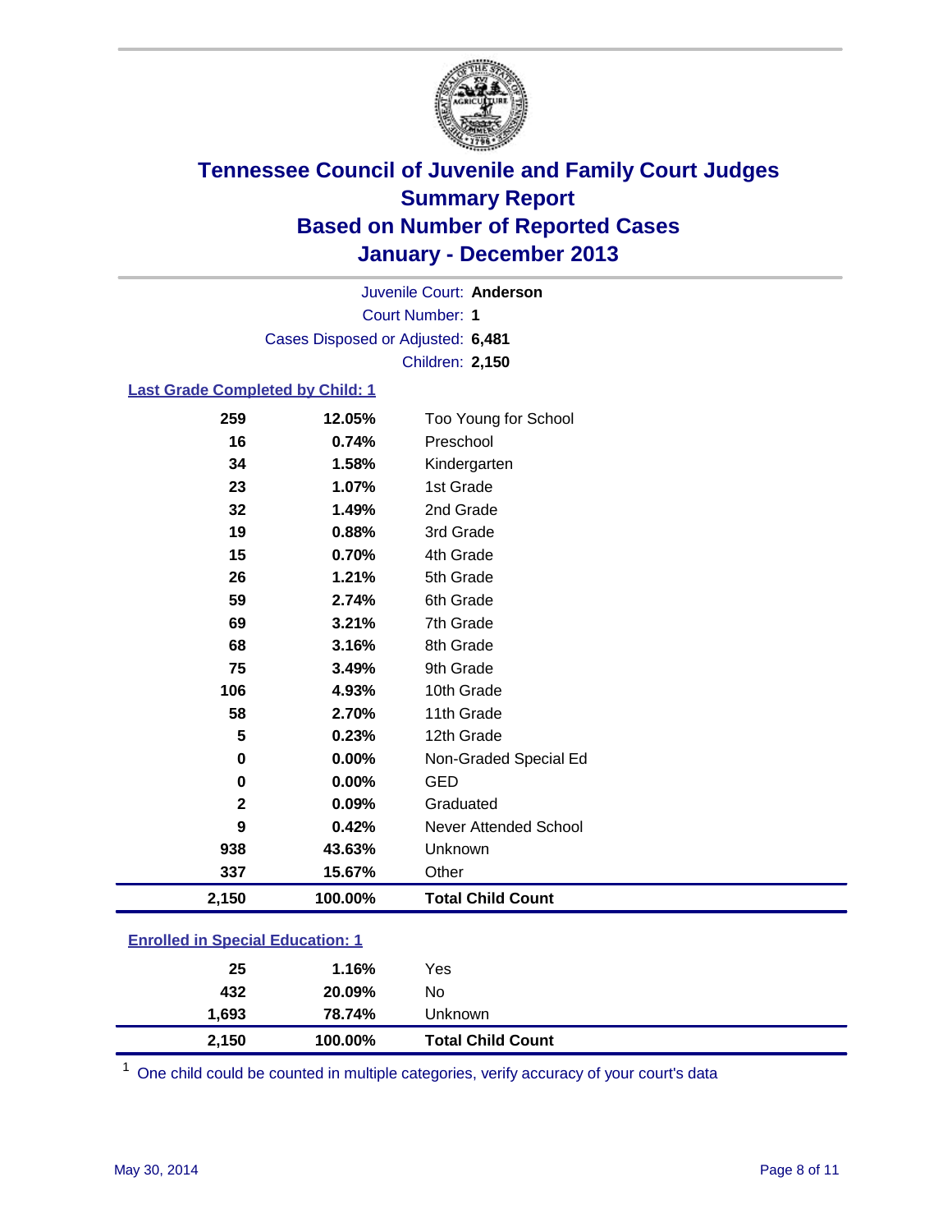# Tennessee Council of Juvenile and Family Court Judges
## Summary Report
## Based on Number of Reported Cases
## January - December 2013

Juvenile Court: **Anderson**

Court Number: **1**

Cases Disposed or Adjusted: **6,481**

Children: **2,150**

### Last Grade Completed by Child: 1

| Count | Percent | Category |
|---|---|---|
| 259 | 12.05% | Too Young for School |
| 16 | 0.74% | Preschool |
| 34 | 1.58% | Kindergarten |
| 23 | 1.07% | 1st Grade |
| 32 | 1.49% | 2nd Grade |
| 19 | 0.88% | 3rd Grade |
| 15 | 0.70% | 4th Grade |
| 26 | 1.21% | 5th Grade |
| 59 | 2.74% | 6th Grade |
| 69 | 3.21% | 7th Grade |
| 68 | 3.16% | 8th Grade |
| 75 | 3.49% | 9th Grade |
| 106 | 4.93% | 10th Grade |
| 58 | 2.70% | 11th Grade |
| 5 | 0.23% | 12th Grade |
| 0 | 0.00% | Non-Graded Special Ed |
| 0 | 0.00% | GED |
| 2 | 0.09% | Graduated |
| 9 | 0.42% | Never Attended School |
| 938 | 43.63% | Unknown |
| 337 | 15.67% | Other |
| **2,150** | **100.00%** | **Total Child Count** |

### Enrolled in Special Education: 1

| Count | Percent | Category |
|---|---|---|
| 25 | 1.16% | Yes |
| 432 | 20.09% | No |
| 1,693 | 78.74% | Unknown |
| **2,150** | **100.00%** | **Total Child Count** |

[1] One child could be counted in multiple categories, verify accuracy of your court's data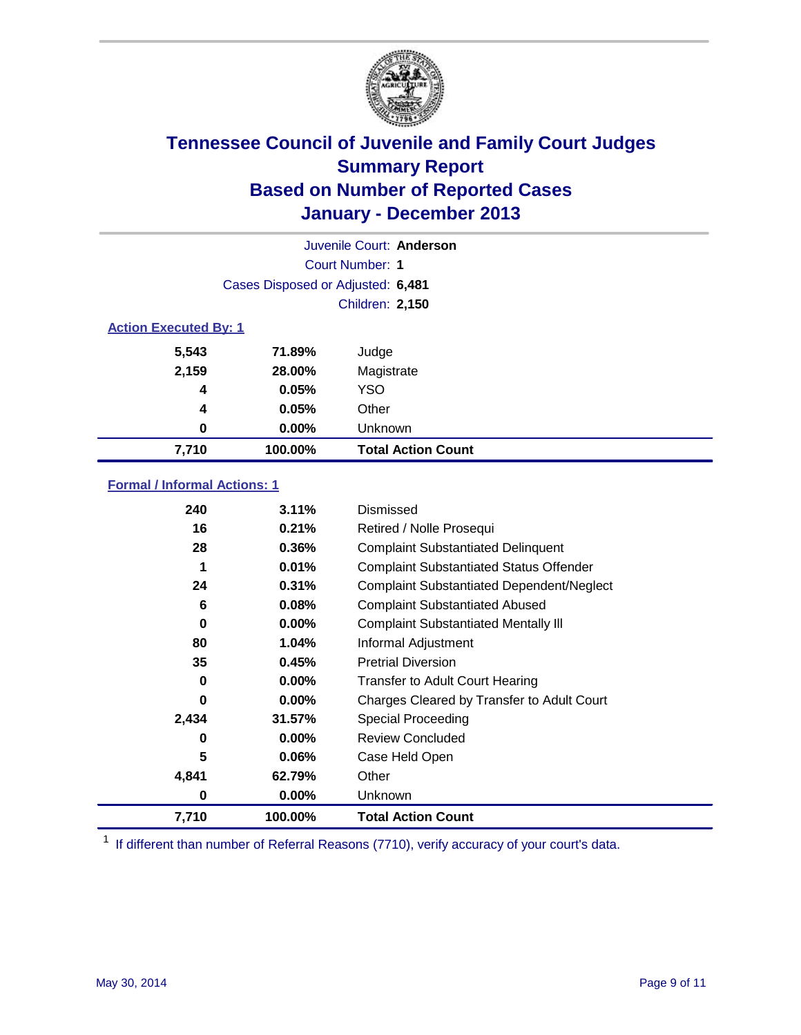# Tennessee Council of Juvenile and Family Court Judges
## Summary Report
## Based on Number of Reported Cases
## January - December 2013

Juvenile Court: **Anderson**

Court Number: **1**

Cases Disposed or Adjusted: **6,481**

Children: **2,150**

### Action Executed By: 1

| | | |
|---|---|---|
| 5,543 | 71.89% | Judge |
| 2,159 | 28.00% | Magistrate |
| 4 | 0.05% | YSO |
| 4 | 0.05% | Other |
| 0 | 0.00% | Unknown |
| **7,710** | **100.00%** | **Total Action Count** |

### Formal / Informal Actions: 1

| | | |
|---|---|---|
| 240 | 3.11% | Dismissed |
| 16 | 0.21% | Retired / Nolle Prosequi |
| 28 | 0.36% | Complaint Substantiated Delinquent |
| 1 | 0.01% | Complaint Substantiated Status Offender |
| 24 | 0.31% | Complaint Substantiated Dependent/Neglect |
| 6 | 0.08% | Complaint Substantiated Abused |
| 0 | 0.00% | Complaint Substantiated Mentally Ill |
| 80 | 1.04% | Informal Adjustment |
| 35 | 0.45% | Pretrial Diversion |
| 0 | 0.00% | Transfer to Adult Court Hearing |
| 0 | 0.00% | Charges Cleared by Transfer to Adult Court |
| 2,434 | 31.57% | Special Proceeding |
| 0 | 0.00% | Review Concluded |
| 5 | 0.06% | Case Held Open |
| 4,841 | 62.79% | Other |
| 0 | 0.00% | Unknown |
| **7,710** | **100.00%** | **Total Action Count** |

[1] If different than number of Referral Reasons (7710), verify accuracy of your court's data.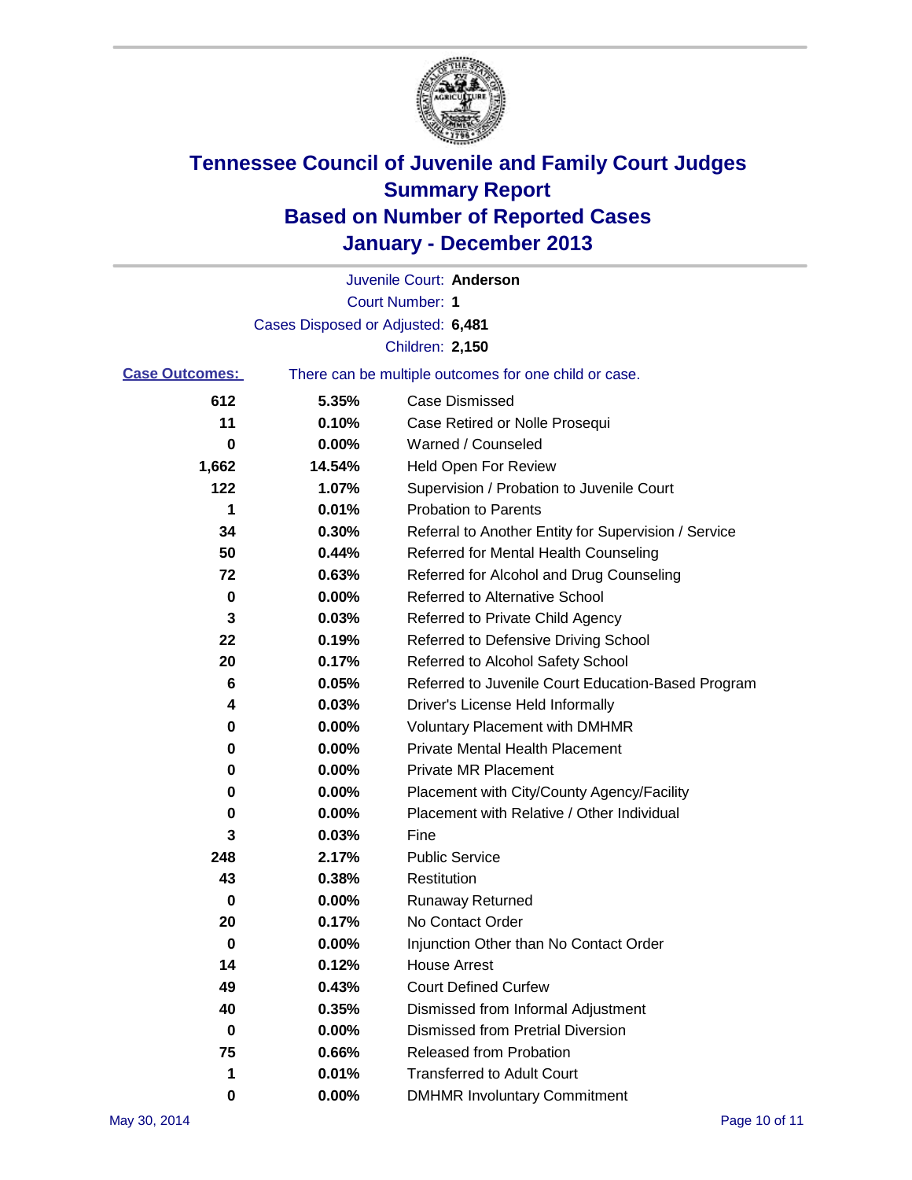# Tennessee Council of Juvenile and Family Court Judges
# Summary Report
# Based on Number of Reported Cases
# January - December 2013

Juvenile Court: **Anderson**

Court Number: **1**

Cases Disposed or Adjusted: **6,481**

Children: **2,150**

**Case Outcomes:** There can be multiple outcomes for one child or case.

| Count | Percent | Outcome |
|---|---|---|
| 612 | 5.35% | Case Dismissed |
| 11 | 0.10% | Case Retired or Nolle Prosequi |
| 0 | 0.00% | Warned / Counseled |
| 1,662 | 14.54% | Held Open For Review |
| 122 | 1.07% | Supervision / Probation to Juvenile Court |
| 1 | 0.01% | Probation to Parents |
| 34 | 0.30% | Referral to Another Entity for Supervision / Service |
| 50 | 0.44% | Referred for Mental Health Counseling |
| 72 | 0.63% | Referred for Alcohol and Drug Counseling |
| 0 | 0.00% | Referred to Alternative School |
| 3 | 0.03% | Referred to Private Child Agency |
| 22 | 0.19% | Referred to Defensive Driving School |
| 20 | 0.17% | Referred to Alcohol Safety School |
| 6 | 0.05% | Referred to Juvenile Court Education-Based Program |
| 4 | 0.03% | Driver's License Held Informally |
| 0 | 0.00% | Voluntary Placement with DMHMR |
| 0 | 0.00% | Private Mental Health Placement |
| 0 | 0.00% | Private MR Placement |
| 0 | 0.00% | Placement with City/County Agency/Facility |
| 0 | 0.00% | Placement with Relative / Other Individual |
| 3 | 0.03% | Fine |
| 248 | 2.17% | Public Service |
| 43 | 0.38% | Restitution |
| 0 | 0.00% | Runaway Returned |
| 20 | 0.17% | No Contact Order |
| 0 | 0.00% | Injunction Other than No Contact Order |
| 14 | 0.12% | House Arrest |
| 49 | 0.43% | Court Defined Curfew |
| 40 | 0.35% | Dismissed from Informal Adjustment |
| 0 | 0.00% | Dismissed from Pretrial Diversion |
| 75 | 0.66% | Released from Probation |
| 1 | 0.01% | Transferred to Adult Court |
| 0 | 0.00% | DMHMR Involuntary Commitment |

May 30, 2014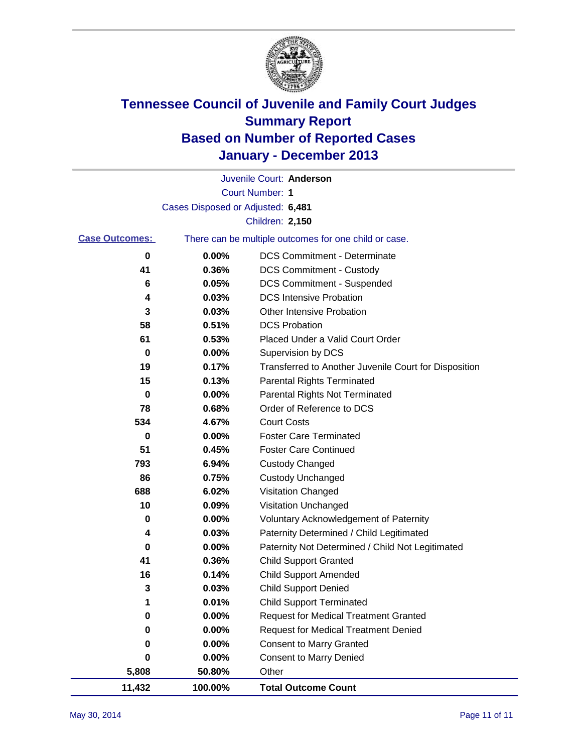# Tennessee Council of Juvenile and Family Court Judges
## Summary Report
## Based on Number of Reported Cases
## January - December 2013

Juvenile Court: **Anderson**

Court Number: **1**

Cases Disposed or Adjusted: **6,481**

Children: **2,150**

**Case Outcomes:** There can be multiple outcomes for one child or case.

| | | |
|---|---|---|
| 0 | 0.00% | DCS Commitment - Determinate |
| 41 | 0.36% | DCS Commitment - Custody |
| 6 | 0.05% | DCS Commitment - Suspended |
| 4 | 0.03% | DCS Intensive Probation |
| 3 | 0.03% | Other Intensive Probation |
| 58 | 0.51% | DCS Probation |
| 61 | 0.53% | Placed Under a Valid Court Order |
| 0 | 0.00% | Supervision by DCS |
| 19 | 0.17% | Transferred to Another Juvenile Court for Disposition |
| 15 | 0.13% | Parental Rights Terminated |
| 0 | 0.00% | Parental Rights Not Terminated |
| 78 | 0.68% | Order of Reference to DCS |
| 534 | 4.67% | Court Costs |
| 0 | 0.00% | Foster Care Terminated |
| 51 | 0.45% | Foster Care Continued |
| 793 | 6.94% | Custody Changed |
| 86 | 0.75% | Custody Unchanged |
| 688 | 6.02% | Visitation Changed |
| 10 | 0.09% | Visitation Unchanged |
| 0 | 0.00% | Voluntary Acknowledgement of Paternity |
| 4 | 0.03% | Paternity Determined / Child Legitimated |
| 0 | 0.00% | Paternity Not Determined / Child Not Legitimated |
| 41 | 0.36% | Child Support Granted |
| 16 | 0.14% | Child Support Amended |
| 3 | 0.03% | Child Support Denied |
| 1 | 0.01% | Child Support Terminated |
| 0 | 0.00% | Request for Medical Treatment Granted |
| 0 | 0.00% | Request for Medical Treatment Denied |
| 0 | 0.00% | Consent to Marry Granted |
| 0 | 0.00% | Consent to Marry Denied |
| 5,808 | 50.80% | Other |
| **11,432** | **100.00%** | **Total Outcome Count** |